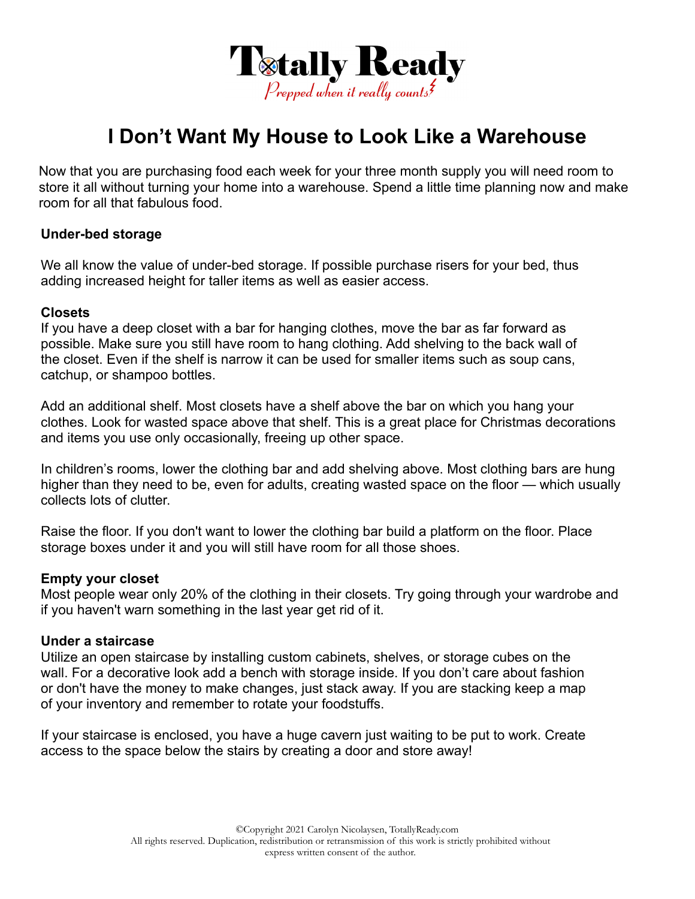# I Don't Want My House to Look Like a Warehouse

Now that you are purchasing food each week for your three month supply you will need room to store it all without turning your home into a warehouse. Spend a little time planning now and make room for all that fabulous food.

**Under-bed storage**

We all know the value of under-bed storage. If possible purchase risers for your bed, thus adding increased height for taller items as well as easier access.

**Closets**

If you have a deep closet with a bar for hanging clothes, move the bar as far forward as possible. Make sure you still have room to hang clothing. Add shelving to the back wall of the closet. Even if the shelf is narrow it can be used for smaller items such as soup cans, catchup, or shampoo bottles.

Add an additional shelf. Most closets have a shelf above the bar on which you hang your clothes. Look for wasted space above that shelf. This is a great place for Christmas decorations and items you use only occasionally, freeing up other space.

In children's rooms, lower the clothing bar and add shelving above. Most clothing bars are hung higher than they need to be, even for adults, creating wasted space on the floor — which usually collects lots of clutter.

Raise the floor. If you don't want to lower the clothing bar build a platform on the floor. Place storage boxes under it and you will still have room for all those shoes.

**Empty your closet**

Most people wear only 20% of the clothing in their closets. Try going through your wardrobe and if you haven't warn something in the last year get rid of it.

**Under a staircase**

Utilize an open staircase by installing custom cabinets, shelves, or storage cubes on the wall. For a decorative look add a bench with storage inside. If you don't care about fashion or don't have the money to make changes, just stack away. If you are stacking keep a map of your inventory and remember to rotate your foodstuffs.

If your staircase is enclosed, you have a huge cavern just waiting to be put to work. Create access to the space below the stairs by creating a door and store away!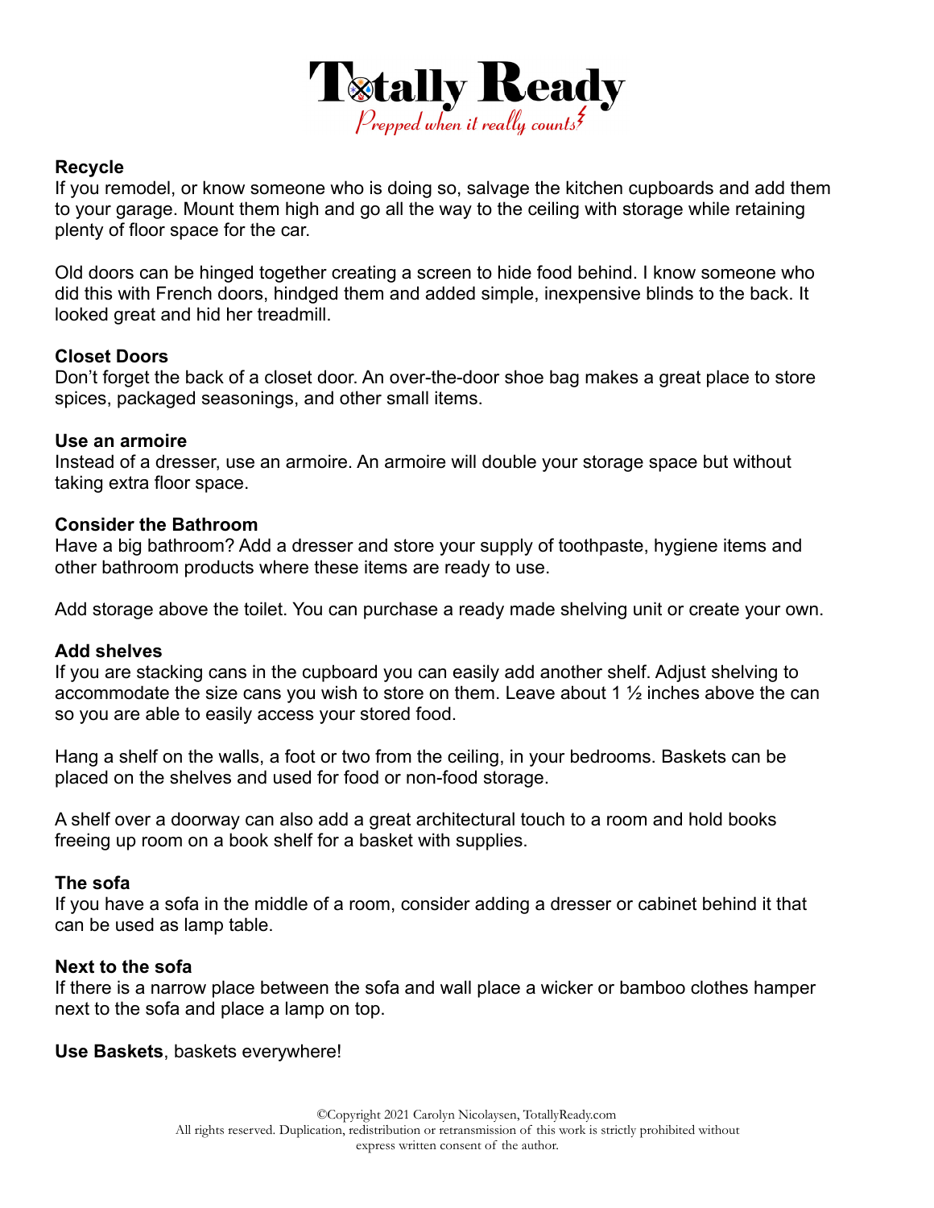**Recycle**
If you remodel, or know someone who is doing so, salvage the kitchen cupboards and add them to your garage. Mount them high and go all the way to the ceiling with storage while retaining plenty of floor space for the car.

Old doors can be hinged together creating a screen to hide food behind. I know someone who did this with French doors, hindged them and added simple, inexpensive blinds to the back. It looked great and hid her treadmill.

**Closet Doors**
Don't forget the back of a closet door. An over-the-door shoe bag makes a great place to store spices, packaged seasonings, and other small items.

**Use an armoire**
Instead of a dresser, use an armoire. An armoire will double your storage space but without taking extra floor space.

**Consider the Bathroom**
Have a big bathroom? Add a dresser and store your supply of toothpaste, hygiene items and other bathroom products where these items are ready to use.

Add storage above the toilet. You can purchase a ready made shelving unit or create your own.

**Add shelves**
If you are stacking cans in the cupboard you can easily add another shelf. Adjust shelving to accommodate the size cans you wish to store on them. Leave about 1 ½ inches above the can so you are able to easily access your stored food.

Hang a shelf on the walls, a foot or two from the ceiling, in your bedrooms. Baskets can be placed on the shelves and used for food or non-food storage.

A shelf over a doorway can also add a great architectural touch to a room and hold books freeing up room on a book shelf for a basket with supplies.

**The sofa**
If you have a sofa in the middle of a room, consider adding a dresser or cabinet behind it that can be used as lamp table.

**Next to the sofa**
If there is a narrow place between the sofa and wall place a wicker or bamboo clothes hamper next to the sofa and place a lamp on top.

**Use Baskets**, baskets everywhere!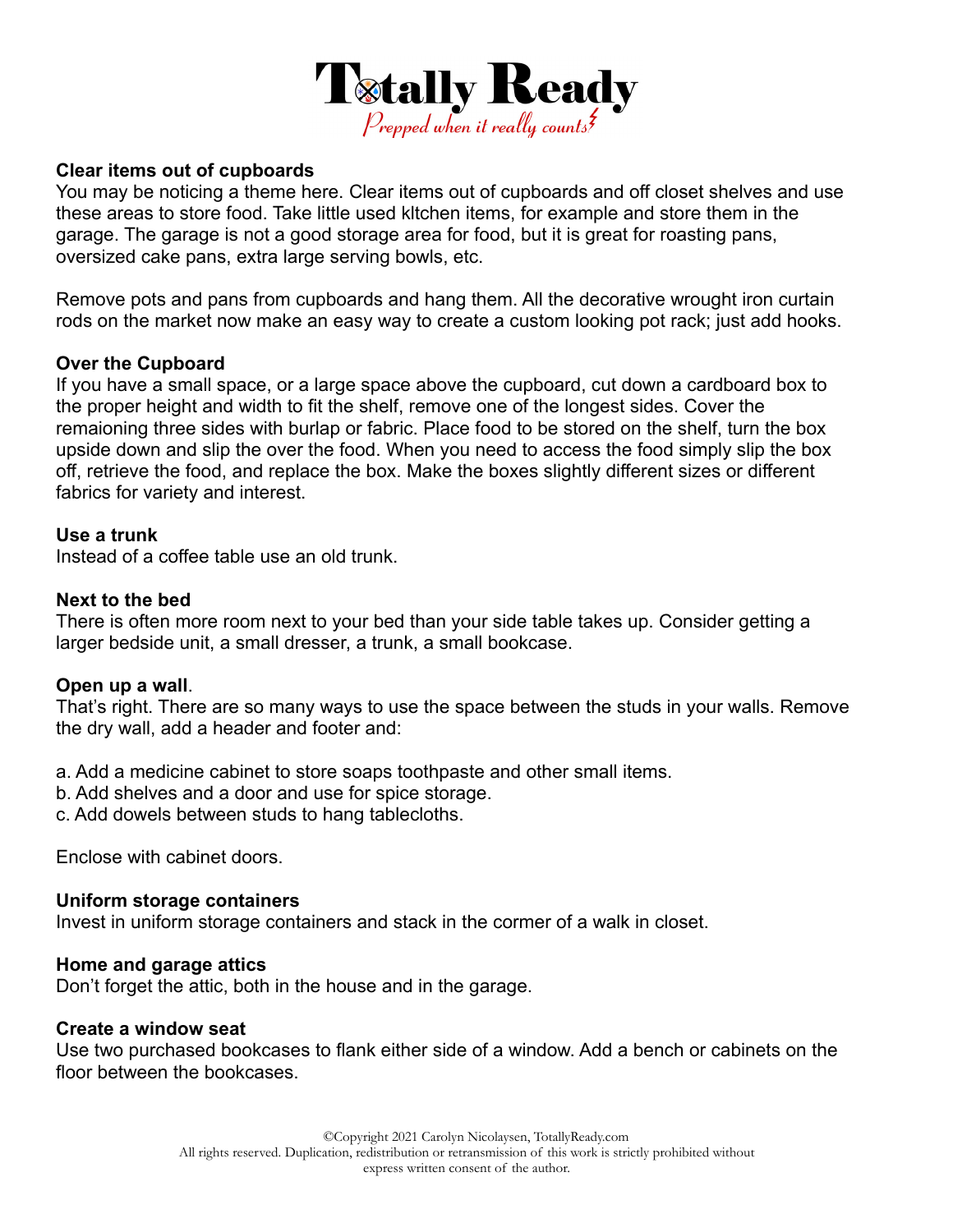**Clear items out of cupboards**
You may be noticing a theme here. Clear items out of cupboards and off closet shelves and use these areas to store food. Take little used kItchen items, for example and store them in the garage. The garage is not a good storage area for food, but it is great for roasting pans, oversized cake pans, extra large serving bowls, etc.

Remove pots and pans from cupboards and hang them. All the decorative wrought iron curtain rods on the market now make an easy way to create a custom looking pot rack; just add hooks.

**Over the Cupboard**
If you have a small space, or a large space above the cupboard, cut down a cardboard box to the proper height and width to fit the shelf, remove one of the longest sides. Cover the remaioning three sides with burlap or fabric. Place food to be stored on the shelf, turn the box upside down and slip the over the food. When you need to access the food simply slip the box off, retrieve the food, and replace the box. Make the boxes slightly different sizes or different fabrics for variety and interest.

**Use a trunk**
Instead of a coffee table use an old trunk.

**Next to the bed**
There is often more room next to your bed than your side table takes up. Consider getting a larger bedside unit, a small dresser, a trunk, a small bookcase.

**Open up a wall**.
That's right. There are so many ways to use the space between the studs in your walls. Remove the dry wall, add a header and footer and:

a. Add a medicine cabinet to store soaps toothpaste and other small items.
b. Add shelves and a door and use for spice storage.
c. Add dowels between studs to hang tablecloths.

Enclose with cabinet doors.

**Uniform storage containers**
Invest in uniform storage containers and stack in the cormer of a walk in closet.

**Home and garage attics**
Don't forget the attic, both in the house and in the garage.

**Create a window seat**
Use two purchased bookcases to flank either side of a window. Add a bench or cabinets on the floor between the bookcases.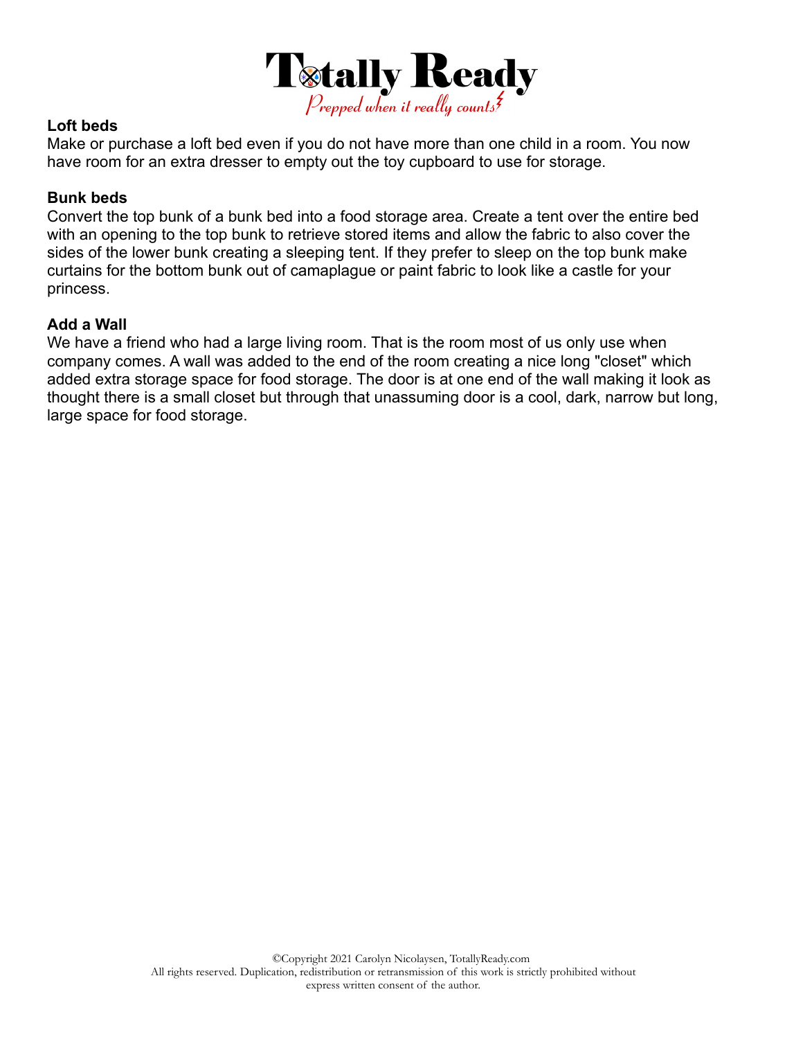**Loft beds**

Make or purchase a loft bed even if you do not have more than one child in a room. You now have room for an extra dresser to empty out the toy cupboard to use for storage.

**Bunk beds**

Convert the top bunk of a bunk bed into a food storage area. Create a tent over the entire bed with an opening to the top bunk to retrieve stored items and allow the fabric to also cover the sides of the lower bunk creating a sleeping tent. If they prefer to sleep on the top bunk make curtains for the bottom bunk out of camaplague or paint fabric to look like a castle for your princess.

**Add a Wall**

We have a friend who had a large living room. That is the room most of us only use when company comes. A wall was added to the end of the room creating a nice long "closet" which added extra storage space for food storage. The door is at one end of the wall making it look as thought there is a small closet but through that unassuming door is a cool, dark, narrow but long, large space for food storage.